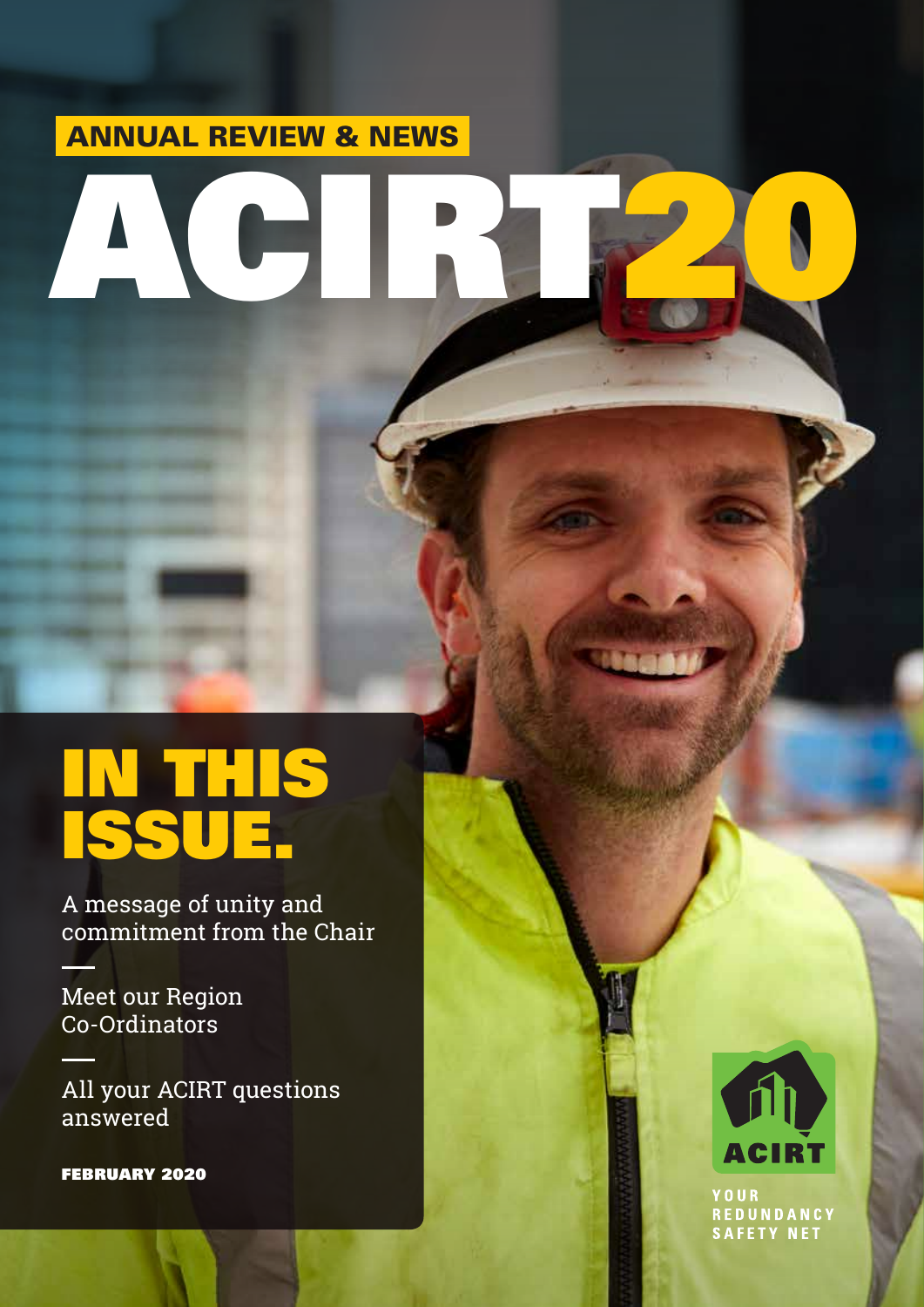ANNUAL REVIEW & NEWS

# ACIRT20

## IN THIS ISSUE.

A message of unity and commitment from the Chair

Meet our Region Co-Ordinators

All your ACIRT questions answered

**FEBRUARY 2020**

ACIRT

YOUR REDUNDANCY SAFETY NET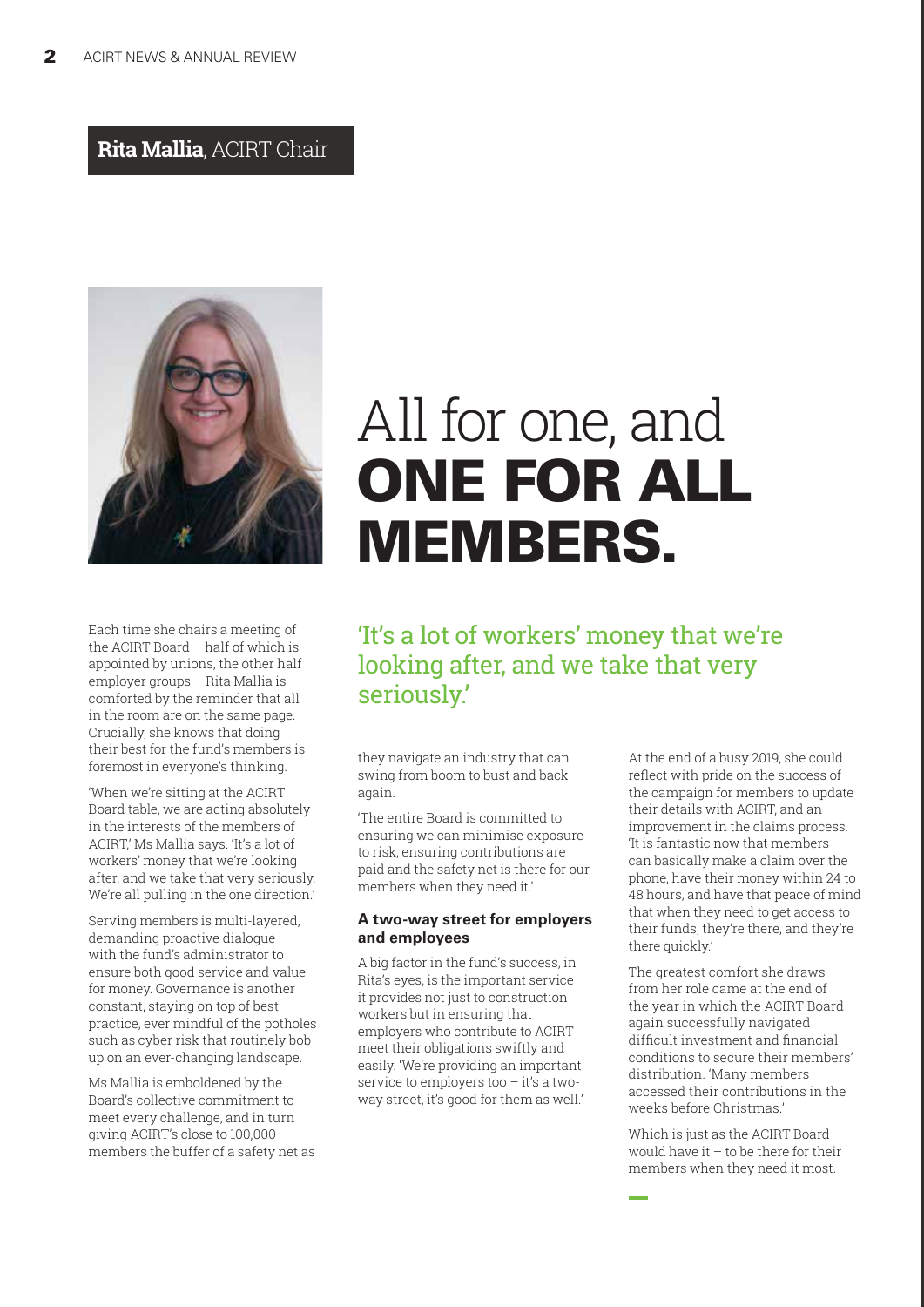**Rita Mallia**, ACIRT Chair

# All for one, and ONE FOR ALL MEMBERS.

'It's a lot of workers' money that we're looking after, and we take that very seriously.'

Each time she chairs a meeting of the ACIRT Board – half of which is appointed by unions, the other half employer groups – Rita Mallia is comforted by the reminder that all in the room are on the same page. Crucially, she knows that doing their best for the fund's members is foremost in everyone's thinking.

'When we're sitting at the ACIRT Board table, we are acting absolutely in the interests of the members of ACIRT,' Ms Mallia says. 'It's a lot of workers' money that we're looking after, and we take that very seriously. We're all pulling in the one direction.'

Serving members is multi-layered, demanding proactive dialogue with the fund's administrator to ensure both good service and value for money. Governance is another constant, staying on top of best practice, ever mindful of the potholes such as cyber risk that routinely bob up on an ever-changing landscape.

Ms Mallia is emboldened by the Board's collective commitment to meet every challenge, and in turn giving ACIRT's close to 100,000 members the buffer of a safety net as they navigate an industry that can swing from boom to bust and back again.

'The entire Board is committed to ensuring we can minimise exposure to risk, ensuring contributions are paid and the safety net is there for our members when they need it.'

#### A two-way street for employers and employees

A big factor in the fund's success, in Rita's eyes, is the important service it provides not just to construction workers but in ensuring that employers who contribute to ACIRT meet their obligations swiftly and easily. 'We're providing an important service to employers too – it's a two-way street, it's good for them as well.'

At the end of a busy 2019, she could reflect with pride on the success of the campaign for members to update their details with ACIRT, and an improvement in the claims process. 'It is fantastic now that members can basically make a claim over the phone, have their money within 24 to 48 hours, and have that peace of mind that when they need to get access to their funds, they're there, and they're there quickly.'

The greatest comfort she draws from her role came at the end of the year in which the ACIRT Board again successfully navigated difficult investment and financial conditions to secure their members' distribution. 'Many members accessed their contributions in the weeks before Christmas.'

Which is just as the ACIRT Board would have it – to be there for their members when they need it most.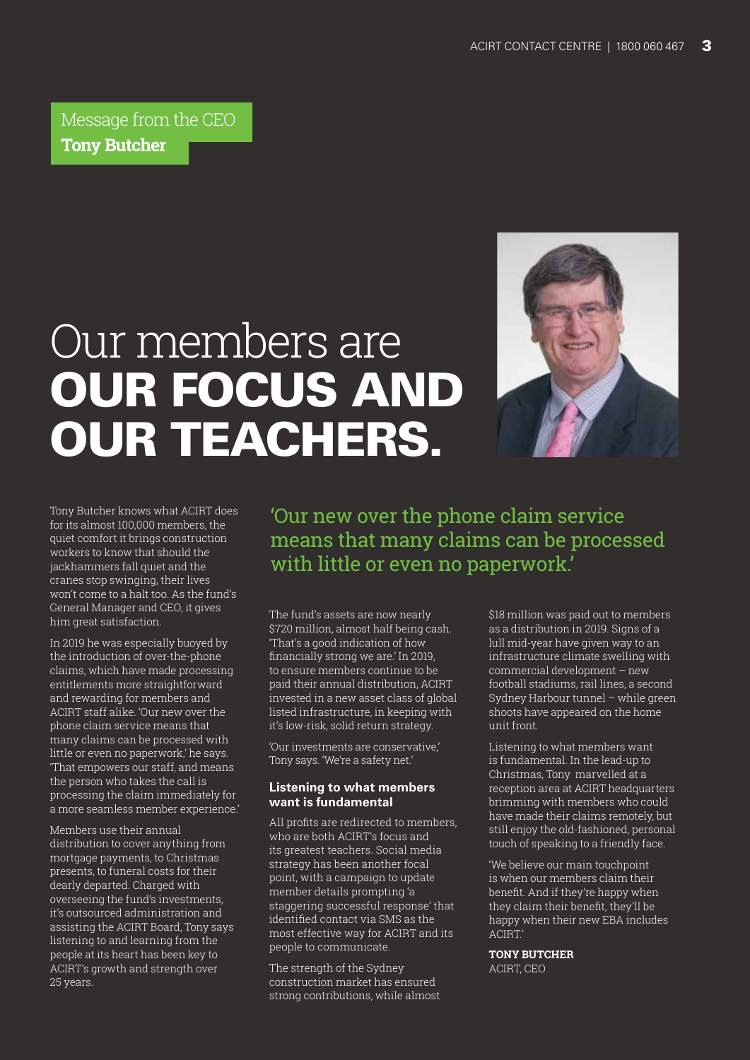Message from the CEO
**Tony Butcher**

# Our members are OUR FOCUS AND OUR TEACHERS.

Tony Butcher knows what ACIRT does for its almost 100,000 members, the quiet comfort it brings construction workers to know that should the jackhammers fall quiet and the cranes stop swinging, their lives won't come to a halt too. As the fund's General Manager and CEO, it gives him great satisfaction.

In 2019 he was especially buoyed by the introduction of over-the-phone claims, which have made processing entitlements more straightforward and rewarding for members and ACIRT staff alike. 'Our new over the phone claim service means that many claims can be processed with little or even no paperwork,' he says. 'That empowers our staff, and means the person who takes the call is processing the claim immediately for a more seamless member experience.'

Members use their annual distribution to cover anything from mortgage payments, to Christmas presents, to funeral costs for their dearly departed. Charged with overseeing the fund's investments, it's outsourced administration and assisting the ACIRT Board, Tony says listening to and learning from the people at its heart has been key to ACIRT's growth and strength over 25 years.

> 'Our new over the phone claim service means that many claims can be processed with little or even no paperwork.'

The fund's assets are now nearly $720 million, almost half being cash. 'That's a good indication of how financially strong we are.' In 2019, to ensure members continue to be paid their annual distribution, ACIRT invested in a new asset class of global listed infrastructure, in keeping with it's low-risk, solid return strategy.

'Our investments are conservative,' Tony says. 'We're a safety net.'

### Listening to what members want is fundamental

All profits are redirected to members, who are both ACIRT's focus and its greatest teachers. Social media strategy has been another focal point, with a campaign to update member details prompting 'a staggering successful response' that identified contact via SMS as the most effective way for ACIRT and its people to communicate.

The strength of the Sydney construction market has ensured strong contributions, while almost $18 million was paid out to members as a distribution in 2019. Signs of a lull mid-year have given way to an infrastructure climate swelling with commercial development – new football stadiums, rail lines, a second Sydney Harbour tunnel – while green shoots have appeared on the home unit front.

Listening to what members want is fundamental. In the lead-up to Christmas, Tony marvelled at a reception area at ACIRT headquarters brimming with members who could have made their claims remotely, but still enjoy the old-fashioned, personal touch of speaking to a friendly face.

'We believe our main touchpoint is when our members claim their benefit. And if they're happy when they claim their benefit, they'll be happy when their new EBA includes ACIRT.'

**TONY BUTCHER**
ACIRT, CEO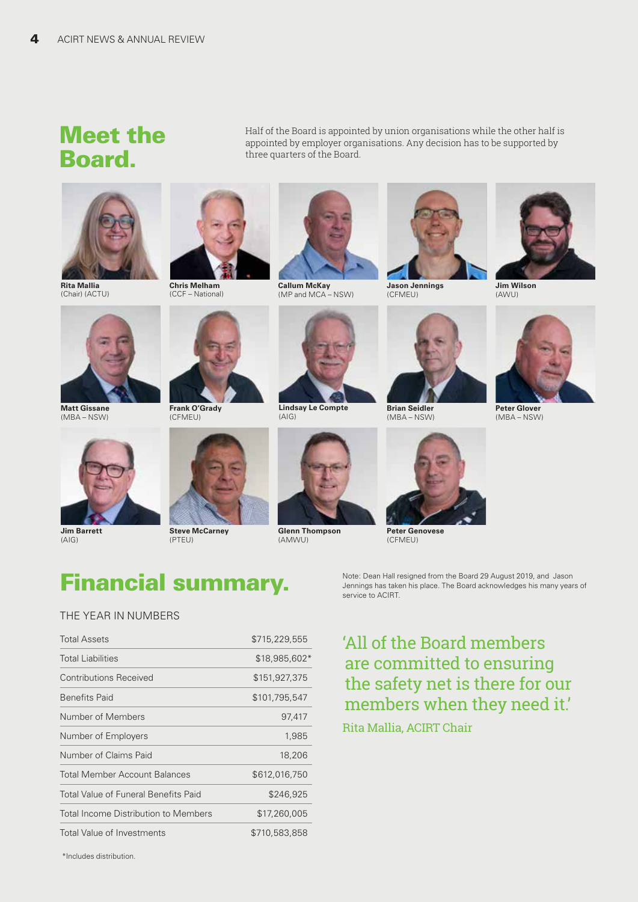# Meet the Board.

Half of the Board is appointed by union organisations while the other half is appointed by employer organisations. Any decision has to be supported by three quarters of the Board.

**Rita Mallia**
(Chair) (ACTU)

**Chris Melham**
(CCF – National)

**Callum McKay**
(MP and MCA – NSW)

**Jason Jennings**
(CFMEU)

**Jim Wilson**
(AWU)

**Matt Gissane**
(MBA – NSW)

**Frank O'Grady**
(CFMEU)

**Lindsay Le Compte**
(AIG)

**Brian Seidler**
(MBA – NSW)

**Peter Glover**
(MBA – NSW)

**Jim Barrett**
(AIG)

**Steve McCarney**
(PTEU)

**Glenn Thompson**
(AMWU)

**Peter Genovese**
(CFMEU)

# Financial summary.

Note: Dean Hall resigned from the Board 29 August 2019, and Jason Jennings has taken his place. The Board acknowledges his many years of service to ACIRT.

## THE YEAR IN NUMBERS

| | |
|---|---|
| Total Assets | $715,229,555 |
| Total Liabilities | $18,985,602* |
| Contributions Received | $151,927,375 |
| Benefits Paid | $101,795,547 |
| Number of Members | 97,417 |
| Number of Employers | 1,985 |
| Number of Claims Paid | 18,206 |
| Total Member Account Balances | $612,016,750 |
| Total Value of Funeral Benefits Paid | $246,925 |
| Total Income Distribution to Members | $17,260,005 |
| Total Value of Investments | $710,583,858 |

*Includes distribution.

'All of the Board members are committed to ensuring the safety net is there for our members when they need it.'

Rita Mallia, ACIRT Chair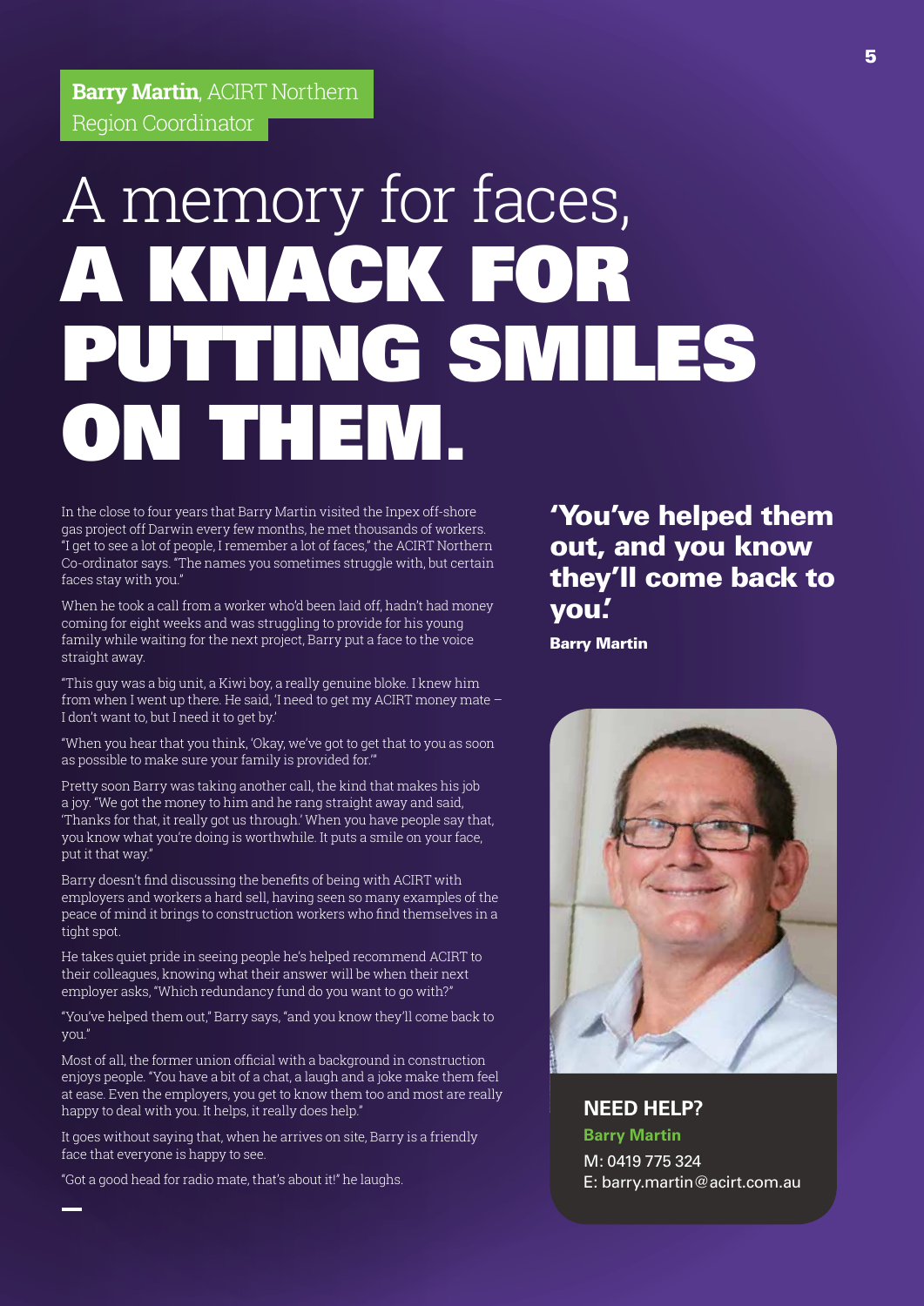**Barry Martin**, ACIRT Northern Region Coordinator

# A memory for faces, A KNACK FOR PUTTING SMILES ON THEM.

In the close to four years that Barry Martin visited the Inpex off-shore gas project off Darwin every few months, he met thousands of workers. "I get to see a lot of people, I remember a lot of faces," the ACIRT Northern Co-ordinator says. "The names you sometimes struggle with, but certain faces stay with you."

When he took a call from a worker who'd been laid off, hadn't had money coming for eight weeks and was struggling to provide for his young family while waiting for the next project, Barry put a face to the voice straight away.

"This guy was a big unit, a Kiwi boy, a really genuine bloke. I knew him from when I went up there. He said, 'I need to get my ACIRT money mate – I don't want to, but I need it to get by.'

"When you hear that you think, 'Okay, we've got to get that to you as soon as possible to make sure your family is provided for.'"

Pretty soon Barry was taking another call, the kind that makes his job a joy. "We got the money to him and he rang straight away and said, 'Thanks for that, it really got us through.' When you have people say that, you know what you're doing is worthwhile. It puts a smile on your face, put it that way."

Barry doesn't find discussing the benefits of being with ACIRT with employers and workers a hard sell, having seen so many examples of the peace of mind it brings to construction workers who find themselves in a tight spot.

He takes quiet pride in seeing people he's helped recommend ACIRT to their colleagues, knowing what their answer will be when their next employer asks, "Which redundancy fund do you want to go with?"

"You've helped them out," Barry says, "and you know they'll come back to you."

Most of all, the former union official with a background in construction enjoys people. "You have a bit of a chat, a laugh and a joke make them feel at ease. Even the employers, you get to know them too and most are really happy to deal with you. It helps, it really does help."

It goes without saying that, when he arrives on site, Barry is a friendly face that everyone is happy to see.

"Got a good head for radio mate, that's about it!" he laughs.

**'You've helped them out, and you know they'll come back to you.'**

**Barry Martin**

**NEED HELP?**

**Barry Martin**

M: 0419 775 324

E: barry.martin@acirt.com.au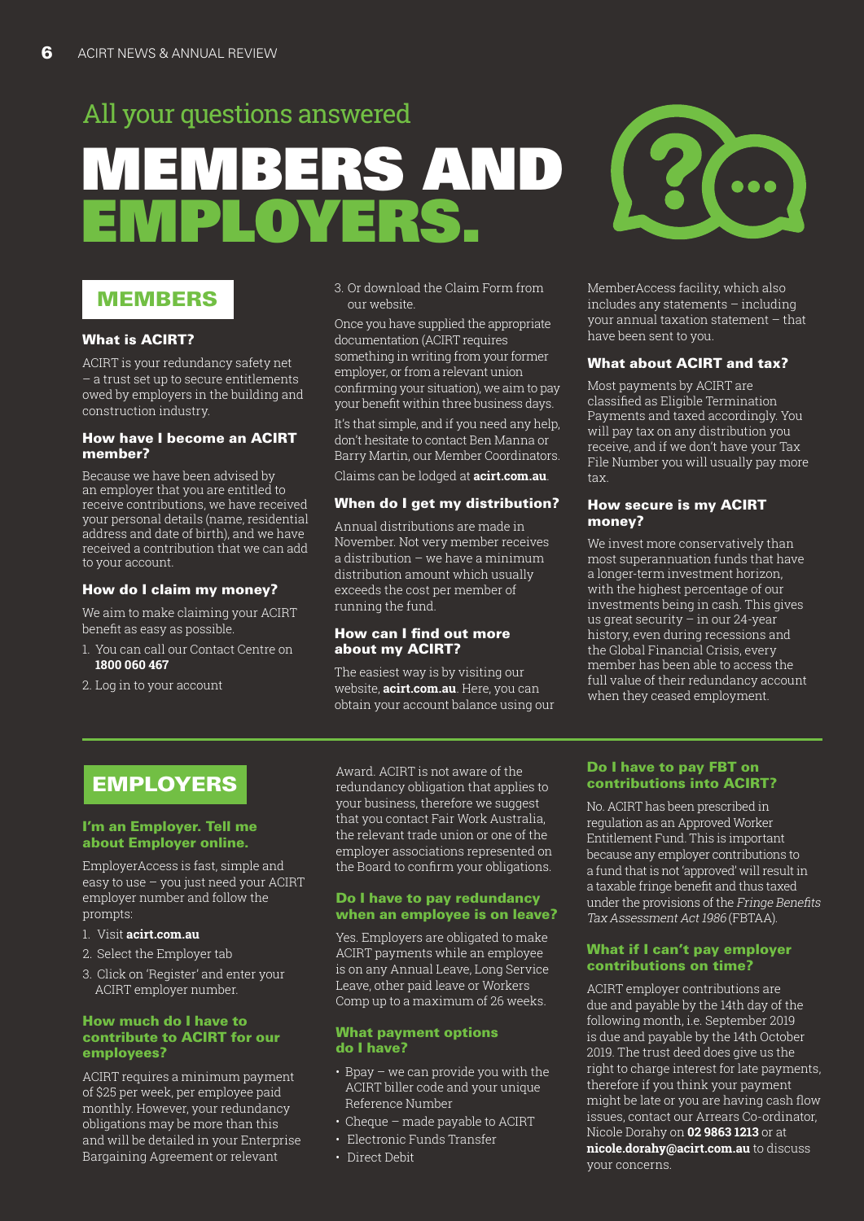All your questions answered

# MEMBERS AND EMPLOYERS.

## MEMBERS

### What is ACIRT?

ACIRT is your redundancy safety net – a trust set up to secure entitlements owed by employers in the building and construction industry.

### How have I become an ACIRT member?

Because we have been advised by an employer that you are entitled to receive contributions, we have received your personal details (name, residential address and date of birth), and we have received a contribution that we can add to your account.

### How do I claim my money?

We aim to make claiming your ACIRT benefit as easy as possible.

1. You can call our Contact Centre on **1800 060 467**
2. Log in to your account
3. Or download the Claim Form from our website.

Once you have supplied the appropriate documentation (ACIRT requires something in writing from your former employer, or from a relevant union confirming your situation), we aim to pay your benefit within three business days.

It's that simple, and if you need any help, don't hesitate to contact Ben Manna or Barry Martin, our Member Coordinators.

Claims can be lodged at **acirt.com.au**.

### When do I get my distribution?

Annual distributions are made in November. Not very member receives a distribution – we have a minimum distribution amount which usually exceeds the cost per member of running the fund.

### How can I find out more about my ACIRT?

The easiest way is by visiting our website, **acirt.com.au**. Here, you can obtain your account balance using our MemberAccess facility, which also includes any statements – including your annual taxation statement – that have been sent to you.

### What about ACIRT and tax?

Most payments by ACIRT are classified as Eligible Termination Payments and taxed accordingly. You will pay tax on any distribution you receive, and if we don't have your Tax File Number you will usually pay more tax.

### How secure is my ACIRT money?

We invest more conservatively than most superannuation funds that have a longer-term investment horizon, with the highest percentage of our investments being in cash. This gives us great security – in our 24-year history, even during recessions and the Global Financial Crisis, every member has been able to access the full value of their redundancy account when they ceased employment.

## EMPLOYERS

### I'm an Employer. Tell me about Employer online.

EmployerAccess is fast, simple and easy to use – you just need your ACIRT employer number and follow the prompts:

1. Visit **acirt.com.au**
2. Select the Employer tab
3. Click on 'Register' and enter your ACIRT employer number.

### How much do I have to contribute to ACIRT for our employees?

ACIRT requires a minimum payment of $25 per week, per employee paid monthly. However, your redundancy obligations may be more than this and will be detailed in your Enterprise Bargaining Agreement or relevant Award. ACIRT is not aware of the redundancy obligation that applies to your business, therefore we suggest that you contact Fair Work Australia, the relevant trade union or one of the employer associations represented on the Board to confirm your obligations.

### Do I have to pay redundancy when an employee is on leave?

Yes. Employers are obligated to make ACIRT payments while an employee is on any Annual Leave, Long Service Leave, other paid leave or Workers Comp up to a maximum of 26 weeks.

### What payment options do I have?

- Bpay – we can provide you with the ACIRT biller code and your unique Reference Number
- Cheque – made payable to ACIRT
- Electronic Funds Transfer
- Direct Debit

### Do I have to pay FBT on contributions into ACIRT?

No. ACIRT has been prescribed in regulation as an Approved Worker Entitlement Fund. This is important because any employer contributions to a fund that is not 'approved' will result in a taxable fringe benefit and thus taxed under the provisions of the *Fringe Benefits Tax Assessment Act 1986* (FBTAA).

### What if I can't pay employer contributions on time?

ACIRT employer contributions are due and payable by the 14th day of the following month, i.e. September 2019 is due and payable by the 14th October 2019. The trust deed does give us the right to charge interest for late payments, therefore if you think your payment might be late or you are having cash flow issues, contact our Arrears Co-ordinator, Nicole Dorahy on **02 9863 1213** or at **nicole.dorahy@acirt.com.au** to discuss your concerns.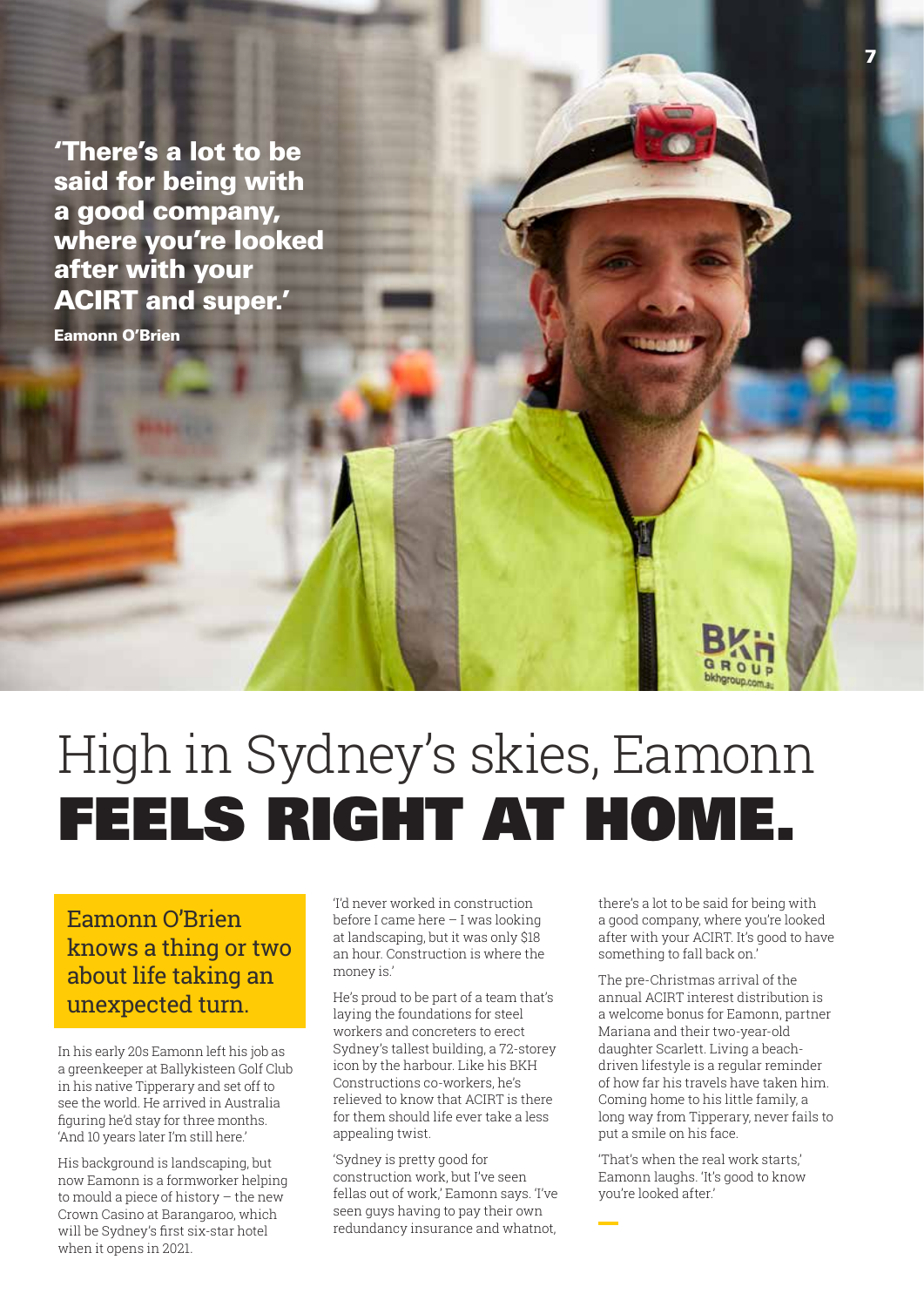**'There's a lot to be said for being with a good company, where you're looked after with your ACIRT and super.'**

**Eamonn O'Brien**

# High in Sydney's skies, Eamonn FEELS RIGHT AT HOME.

Eamonn O'Brien knows a thing or two about life taking an unexpected turn.

In his early 20s Eamonn left his job as a greenkeeper at Ballykisteen Golf Club in his native Tipperary and set off to see the world. He arrived in Australia figuring he'd stay for three months. 'And 10 years later I'm still here.'

His background is landscaping, but now Eamonn is a formworker helping to mould a piece of history – the new Crown Casino at Barangaroo, which will be Sydney's first six-star hotel when it opens in 2021.

'I'd never worked in construction before I came here – I was looking at landscaping, but it was only $18 an hour. Construction is where the money is.'

He's proud to be part of a team that's laying the foundations for steel workers and concreters to erect Sydney's tallest building, a 72-storey icon by the harbour. Like his BKH Constructions co-workers, he's relieved to know that ACIRT is there for them should life ever take a less appealing twist.

'Sydney is pretty good for construction work, but I've seen fellas out of work,' Eamonn says. 'I've seen guys having to pay their own redundancy insurance and whatnot, there's a lot to be said for being with a good company, where you're looked after with your ACIRT. It's good to have something to fall back on.'

The pre-Christmas arrival of the annual ACIRT interest distribution is a welcome bonus for Eamonn, partner Mariana and their two-year-old daughter Scarlett. Living a beach-driven lifestyle is a regular reminder of how far his travels have taken him. Coming home to his little family, a long way from Tipperary, never fails to put a smile on his face.

'That's when the real work starts,' Eamonn laughs. 'It's good to know you're looked after.'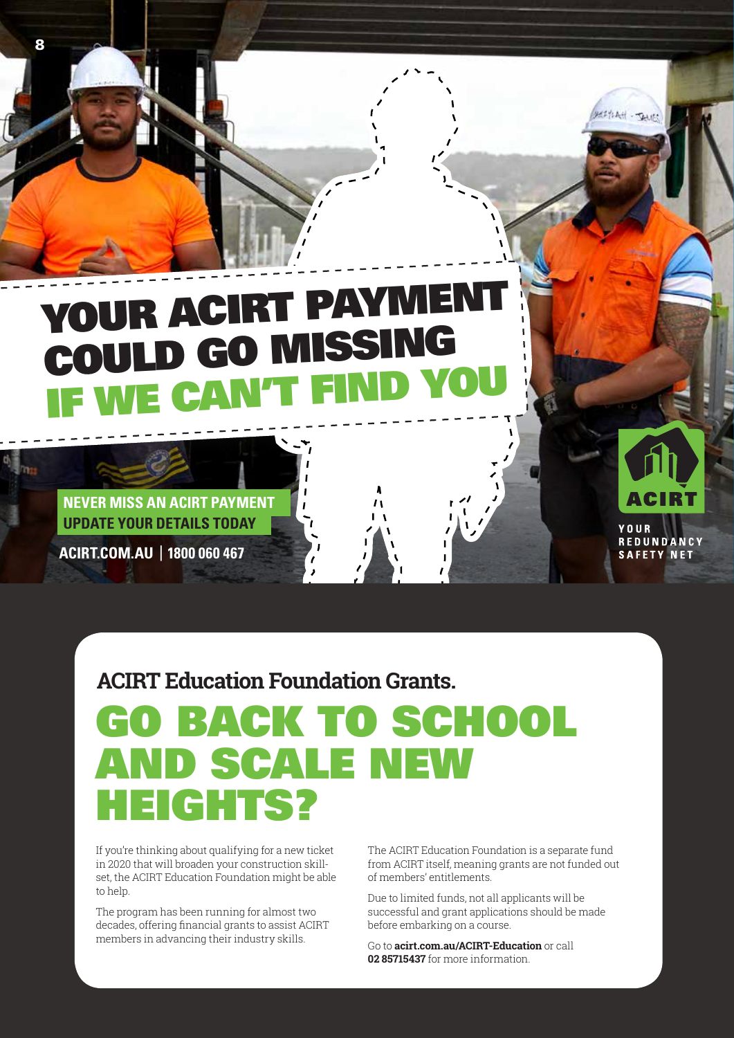# YOUR ACIRT PAYMENT COULD GO MISSING IF WE CAN'T FIND YOU

**NEVER MISS AN ACIRT PAYMENT**
**UPDATE YOUR DETAILS TODAY**

**ACIRT.COM.AU | 1800 060 467**

ACIRT

YOUR REDUNDANCY SAFETY NET

## ACIRT Education Foundation Grants.

# GO BACK TO SCHOOL AND SCALE NEW HEIGHTS?

If you're thinking about qualifying for a new ticket in 2020 that will broaden your construction skill-set, the ACIRT Education Foundation might be able to help.

The program has been running for almost two decades, offering financial grants to assist ACIRT members in advancing their industry skills.

The ACIRT Education Foundation is a separate fund from ACIRT itself, meaning grants are not funded out of members' entitlements.

Due to limited funds, not all applicants will be successful and grant applications should be made before embarking on a course.

Go to **acirt.com.au/ACIRT-Education** or call **02 85715437** for more information.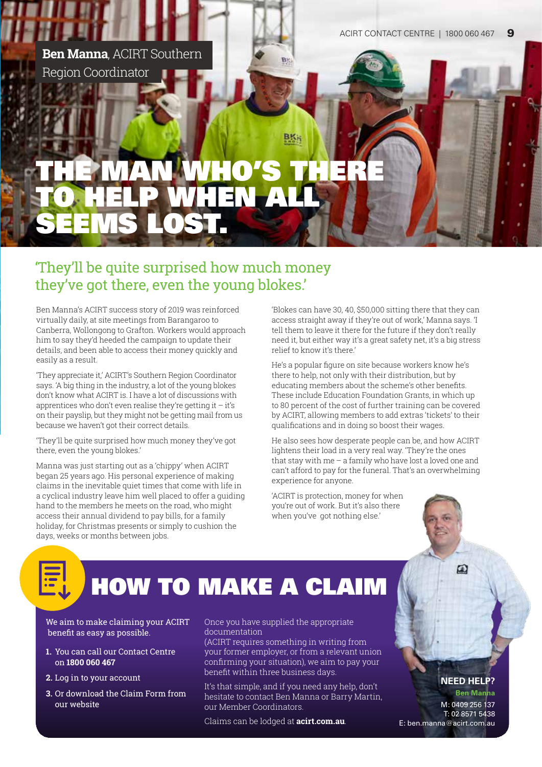**Ben Manna**, ACIRT Southern Region Coordinator

# THE MAN WHO'S THERE TO HELP WHEN ALL SEEMS LOST.

## 'They'll be quite surprised how much money they've got there, even the young blokes.'

Ben Manna's ACIRT success story of 2019 was reinforced virtually daily, at site meetings from Barangaroo to Canberra, Wollongong to Grafton. Workers would approach him to say they'd heeded the campaign to update their details, and been able to access their money quickly and easily as a result.

'They appreciate it,' ACIRT's Southern Region Coordinator says. 'A big thing in the industry, a lot of the young blokes don't know what ACIRT is. I have a lot of discussions with apprentices who don't even realise they're getting it – it's on their payslip, but they might not be getting mail from us because we haven't got their correct details.

'They'll be quite surprised how much money they've got there, even the young blokes.'

Manna was just starting out as a 'chippy' when ACIRT began 25 years ago. His personal experience of making claims in the inevitable quiet times that come with life in a cyclical industry leave him well placed to offer a guiding hand to the members he meets on the road, who might access their annual dividend to pay bills, for a family holiday, for Christmas presents or simply to cushion the days, weeks or months between jobs.

'Blokes can have 30, 40, $50,000 sitting there that they can access straight away if they're out of work,' Manna says. 'I tell them to leave it there for the future if they don't really need it, but either way it's a great safety net, it's a big stress relief to know it's there.'

He's a popular figure on site because workers know he's there to help, not only with their distribution, but by educating members about the scheme's other benefits. These include Education Foundation Grants, in which up to 80 percent of the cost of further training can be covered by ACIRT, allowing members to add extras 'tickets' to their qualifications and in doing so boost their wages.

He also sees how desperate people can be, and how ACIRT lightens their load in a very real way. 'They're the ones that stay with me – a family who have lost a loved one and can't afford to pay for the funeral. That's an overwhelming experience for anyone.

'ACIRT is protection, money for when you're out of work. But it's also there when you've got nothing else.'

# HOW TO MAKE A CLAIM

We aim to make claiming your ACIRT benefit as easy as possible.

1. You can call our Contact Centre on **1800 060 467**
2. Log in to your account
3. Or download the Claim Form from our website

Once you have supplied the appropriate documentation (ACIRT requires something in writing from your former employer, or from a relevant union confirming your situation), we aim to pay your benefit within three business days.

It's that simple, and if you need any help, don't hesitate to contact Ben Manna or Barry Martin, our Member Coordinators.

Claims can be lodged at **acirt.com.au**.

**NEED HELP?**
**Ben Manna**
M: 0409 256 137
T: 02 8571 5438
E: ben.manna@acirt.com.au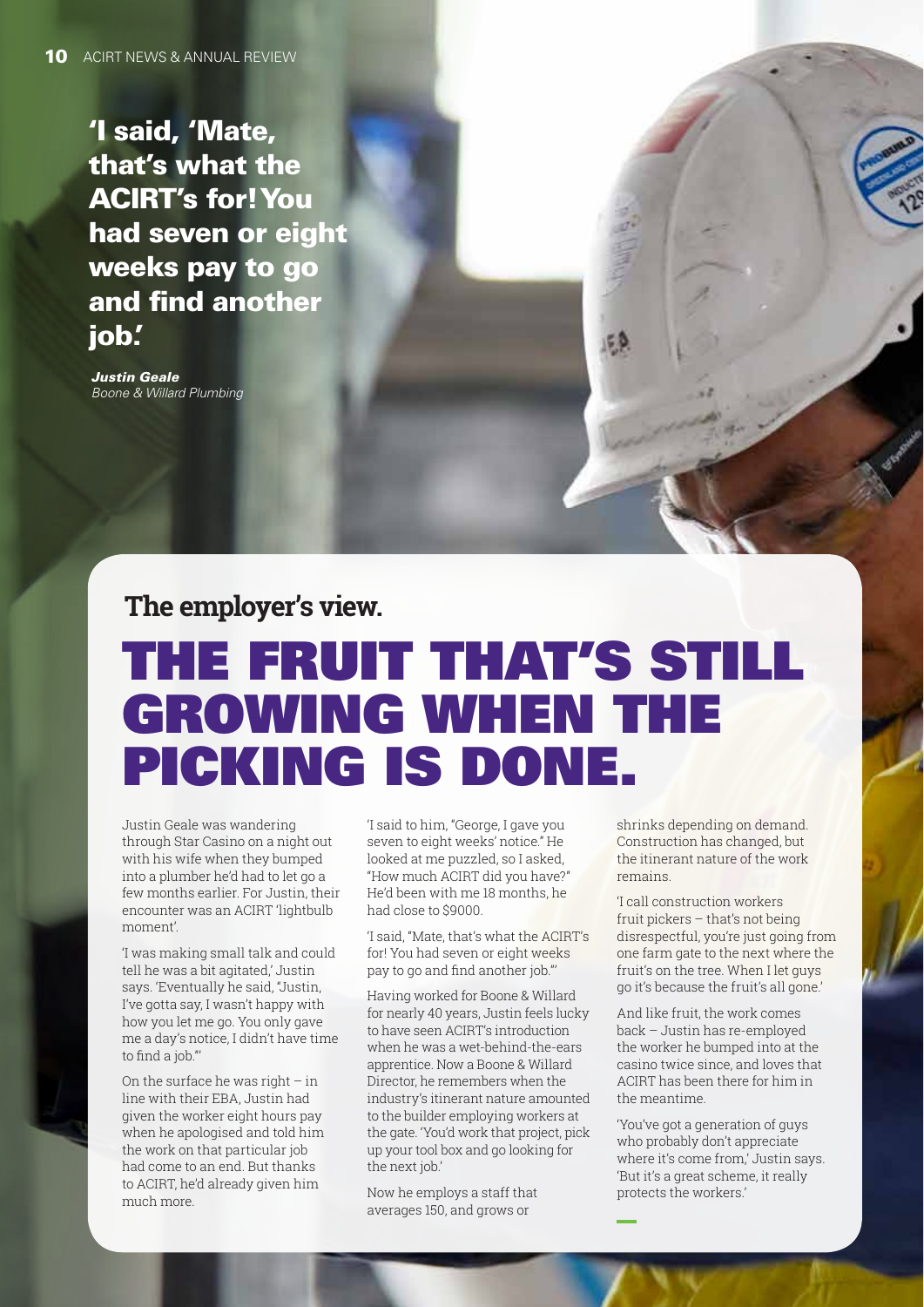**'I said, 'Mate, that's what the ACIRT's for! You had seven or eight weeks pay to go and find another job.'**

***Justin Geale***
*Boone & Willard Plumbing*

## The employer's view.

# THE FRUIT THAT'S STILL GROWING WHEN THE PICKING IS DONE.

Justin Geale was wandering through Star Casino on a night out with his wife when they bumped into a plumber he'd had to let go a few months earlier. For Justin, their encounter was an ACIRT 'lightbulb moment'.

'I was making small talk and could tell he was a bit agitated,' Justin says. 'Eventually he said, "Justin, I've gotta say, I wasn't happy with how you let me go. You only gave me a day's notice, I didn't have time to find a job."'

On the surface he was right – in line with their EBA, Justin had given the worker eight hours pay when he apologised and told him the work on that particular job had come to an end. But thanks to ACIRT, he'd already given him much more.

'I said to him, "George, I gave you seven to eight weeks' notice." He looked at me puzzled, so I asked, "How much ACIRT did you have?" He'd been with me 18 months, he had close to $9000.

'I said, "Mate, that's what the ACIRT's for! You had seven or eight weeks pay to go and find another job."'

Having worked for Boone & Willard for nearly 40 years, Justin feels lucky to have seen ACIRT's introduction when he was a wet-behind-the-ears apprentice. Now a Boone & Willard Director, he remembers when the industry's itinerant nature amounted to the builder employing workers at the gate. 'You'd work that project, pick up your tool box and go looking for the next job.'

Now he employs a staff that averages 150, and grows or shrinks depending on demand. Construction has changed, but the itinerant nature of the work remains.

'I call construction workers fruit pickers – that's not being disrespectful, you're just going from one farm gate to the next where the fruit's on the tree. When I let guys go it's because the fruit's all gone.'

And like fruit, the work comes back – Justin has re-employed the worker he bumped into at the casino twice since, and loves that ACIRT has been there for him in the meantime.

'You've got a generation of guys who probably don't appreciate where it's come from,' Justin says. 'But it's a great scheme, it really protects the workers.'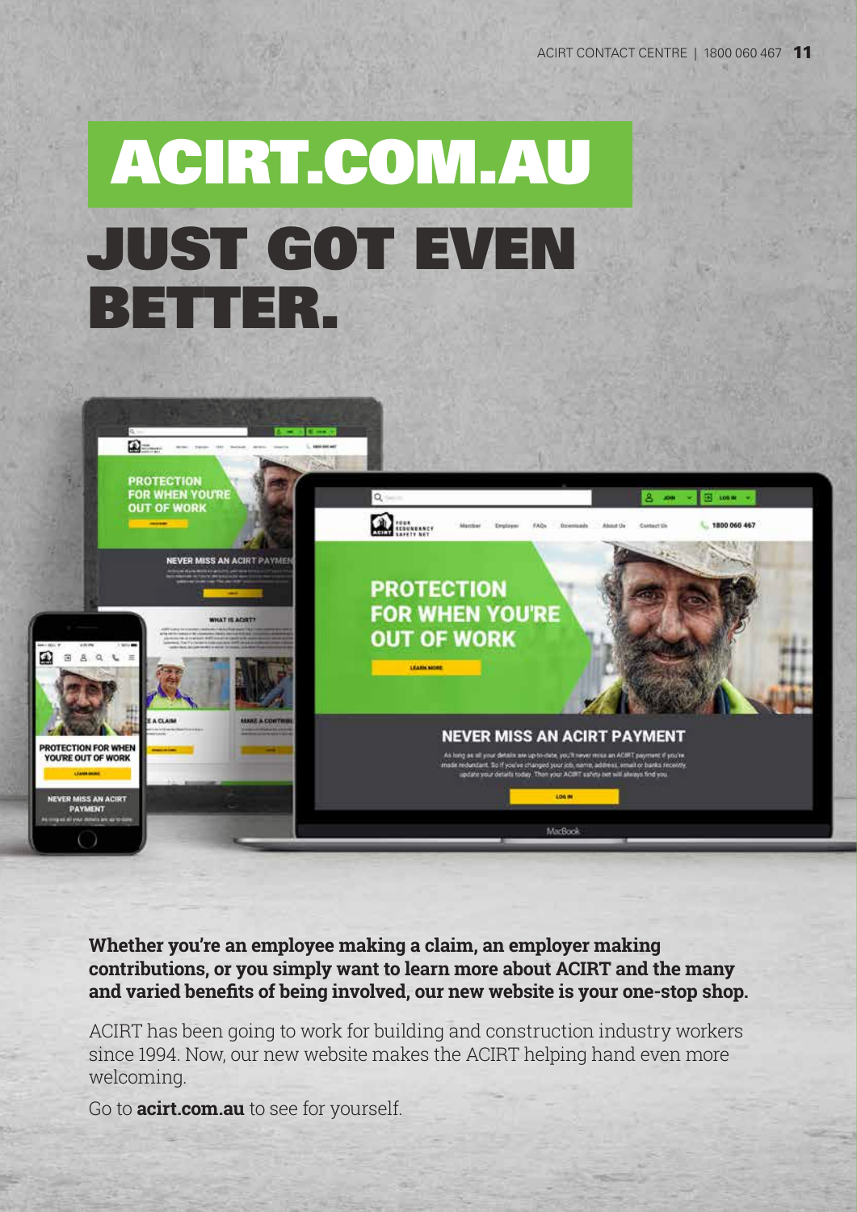# ACIRT.COM.AU JUST GOT EVEN BETTER.

**Whether you're an employee making a claim, an employer making contributions, or you simply want to learn more about ACIRT and the many and varied benefits of being involved, our new website is your one-stop shop.**

ACIRT has been going to work for building and construction industry workers since 1994. Now, our new website makes the ACIRT helping hand even more welcoming.

Go to **acirt.com.au** to see for yourself.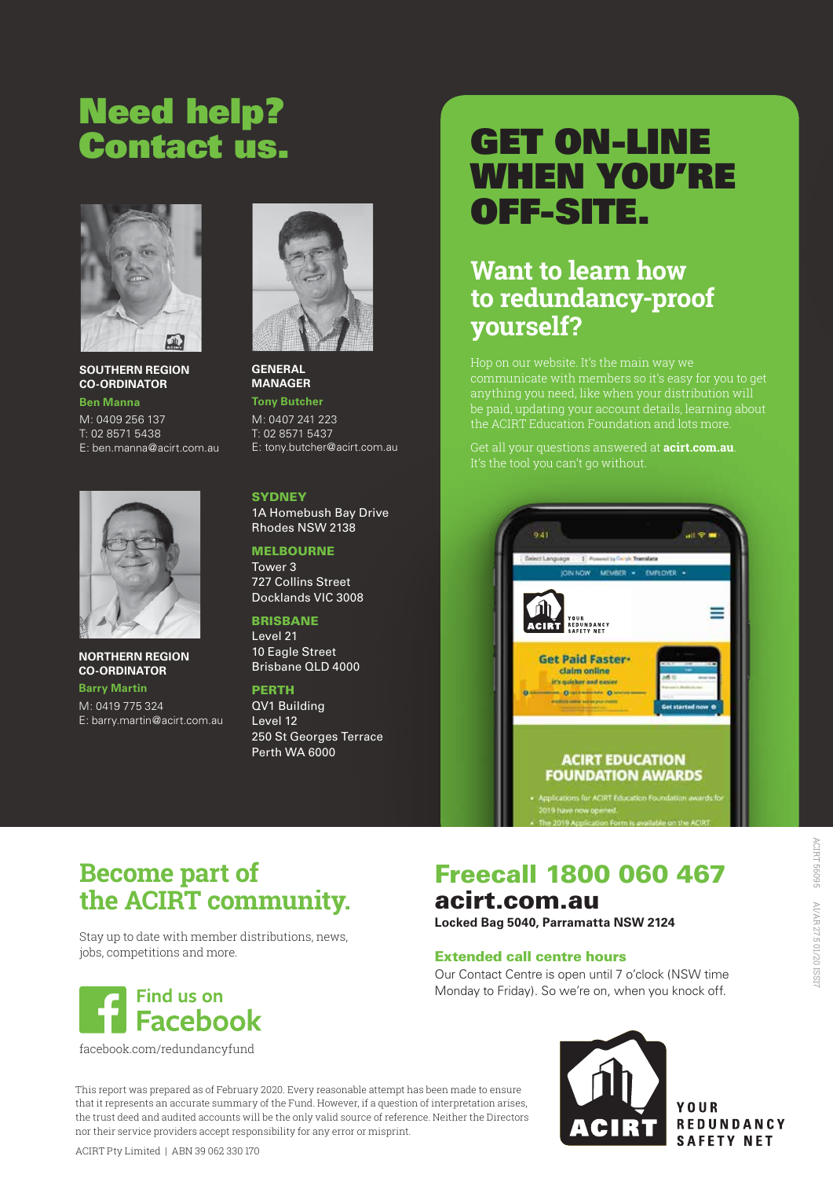# Need help? Contact us.

**SOUTHERN REGION CO-ORDINATOR**
**Ben Manna**
M: 0409 256 137
T: 02 8571 5438
E: ben.manna@acirt.com.au

**GENERAL MANAGER**
**Tony Butcher**
M: 0407 241 223
T: 02 8571 5437
E: tony.butcher@acirt.com.au

**NORTHERN REGION CO-ORDINATOR**
**Barry Martin**
M: 0419 775 324
E: barry.martin@acirt.com.au

**SYDNEY**
1A Homebush Bay Drive
Rhodes NSW 2138

**MELBOURNE**
Tower 3
727 Collins Street
Docklands VIC 3008

**BRISBANE**
Level 21
10 Eagle Street
Brisbane QLD 4000

**PERTH**
QV1 Building
Level 12
250 St Georges Terrace
Perth WA 6000

# GET ON-LINE WHEN YOU'RE OFF-SITE.

## Want to learn how to redundancy-proof yourself?

Hop on our website. It's the main way we communicate with members so it's easy for you to get anything you need, like when your distribution will be paid, updating your account details, learning about the ACIRT Education Foundation and lots more.

Get all your questions answered at **acirt.com.au**. It's the tool you can't go without.

## Become part of the ACIRT community.

Stay up to date with member distributions, news, jobs, competitions and more.

Find us on Facebook

facebook.com/redundancyfund

## Freecall 1800 060 467

**acirt.com.au**

**Locked Bag 5040, Parramatta NSW 2124**

### Extended call centre hours

Our Contact Centre is open until 7 o'clock (NSW time Monday to Friday). So we're on, when you knock off.

This report was prepared as of February 2020. Every reasonable attempt has been made to ensure that it represents an accurate summary of the Fund. However, if a question of interpretation arises, the trust deed and audited accounts will be the only valid source of reference. Neither the Directors nor their service providers accept responsibility for any error or misprint.

ACIRT Pty Limited | ABN 39 062 330 170

ACIRT YOUR REDUNDANCY SAFETY NET

ACIRT 56095 AI/AR275 01/20 ISSI7